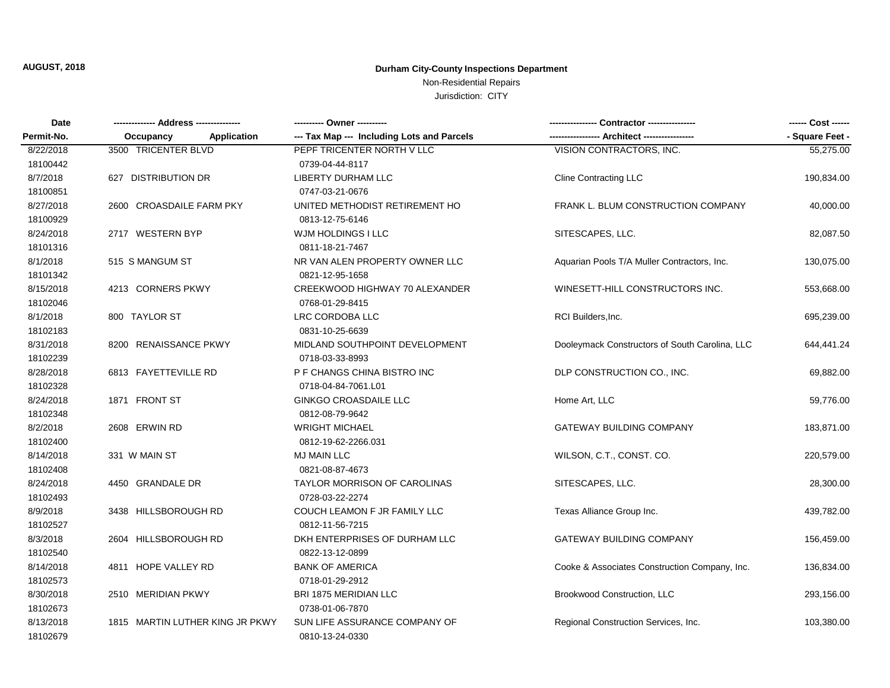AUGUST, 2018

# Durham City-County Inspections Department

Non-Residential Repairs

Jurisdiction: CITY

| Date<br>Permit-No. | -------------- Address ---------------<br>Occupancy Application | ---------- Owner ----------<br>--- Tax Map --- Including Lots and Parcels | ---------------- Contractor ----------------<br>---------------- Architect ----------------- | ------ Cost ------<br>- Square Feet - |
|---|---|---|---|---|
| 8/22/2018<br>18100442 | 3500 TRICENTER BLVD | PEPF TRICENTER NORTH V LLC<br>0739-04-44-8117 | VISION CONTRACTORS, INC. | 55,275.00 |
| 8/7/2018<br>18100851 | 627 DISTRIBUTION DR | LIBERTY DURHAM LLC<br>0747-03-21-0676 | Cline Contracting LLC | 190,834.00 |
| 8/27/2018<br>18100929 | 2600 CROASDAILE FARM PKY | UNITED METHODIST RETIREMENT HO<br>0813-12-75-6146 | FRANK L. BLUM CONSTRUCTION COMPANY | 40,000.00 |
| 8/24/2018<br>18101316 | 2717 WESTERN BYP | WJM HOLDINGS I LLC<br>0811-18-21-7467 | SITESCAPES, LLC. | 82,087.50 |
| 8/1/2018<br>18101342 | 515 S MANGUM ST | NR VAN ALEN PROPERTY OWNER LLC<br>0821-12-95-1658 | Aquarian Pools T/A Muller Contractors, Inc. | 130,075.00 |
| 8/15/2018<br>18102046 | 4213 CORNERS PKWY | CREEKWOOD HIGHWAY 70 ALEXANDER<br>0768-01-29-8415 | WINESETT-HILL CONSTRUCTORS INC. | 553,668.00 |
| 8/1/2018<br>18102183 | 800 TAYLOR ST | LRC CORDOBA LLC<br>0831-10-25-6639 | RCI Builders,Inc. | 695,239.00 |
| 8/31/2018<br>18102239 | 8200 RENAISSANCE PKWY | MIDLAND SOUTHPOINT DEVELOPMENT<br>0718-03-33-8993 | Dooleymack Constructors of South Carolina, LLC | 644,441.24 |
| 8/28/2018<br>18102328 | 6813 FAYETTEVILLE RD | P F CHANGS CHINA BISTRO INC<br>0718-04-84-7061.L01 | DLP CONSTRUCTION CO., INC. | 69,882.00 |
| 8/24/2018<br>18102348 | 1871 FRONT ST | GINKGO CROASDAILE LLC<br>0812-08-79-9642 | Home Art, LLC | 59,776.00 |
| 8/2/2018<br>18102400 | 2608 ERWIN RD | WRIGHT MICHAEL<br>0812-19-62-2266.031 | GATEWAY BUILDING COMPANY | 183,871.00 |
| 8/14/2018<br>18102408 | 331 W MAIN ST | MJ MAIN LLC<br>0821-08-87-4673 | WILSON, C.T., CONST. CO. | 220,579.00 |
| 8/24/2018<br>18102493 | 4450 GRANDALE DR | TAYLOR MORRISON OF CAROLINAS<br>0728-03-22-2274 | SITESCAPES, LLC. | 28,300.00 |
| 8/9/2018<br>18102527 | 3438 HILLSBOROUGH RD | COUCH LEAMON F JR FAMILY LLC<br>0812-11-56-7215 | Texas Alliance Group Inc. | 439,782.00 |
| 8/3/2018<br>18102540 | 2604 HILLSBOROUGH RD | DKH ENTERPRISES OF DURHAM LLC<br>0822-13-12-0899 | GATEWAY BUILDING COMPANY | 156,459.00 |
| 8/14/2018<br>18102573 | 4811 HOPE VALLEY RD | BANK OF AMERICA<br>0718-01-29-2912 | Cooke & Associates Construction Company, Inc. | 136,834.00 |
| 8/30/2018<br>18102673 | 2510 MERIDIAN PKWY | BRI 1875 MERIDIAN LLC<br>0738-01-06-7870 | Brookwood Construction, LLC | 293,156.00 |
| 8/13/2018<br>18102679 | 1815 MARTIN LUTHER KING JR PKWY | SUN LIFE ASSURANCE COMPANY OF<br>0810-13-24-0330 | Regional Construction Services, Inc. | 103,380.00 |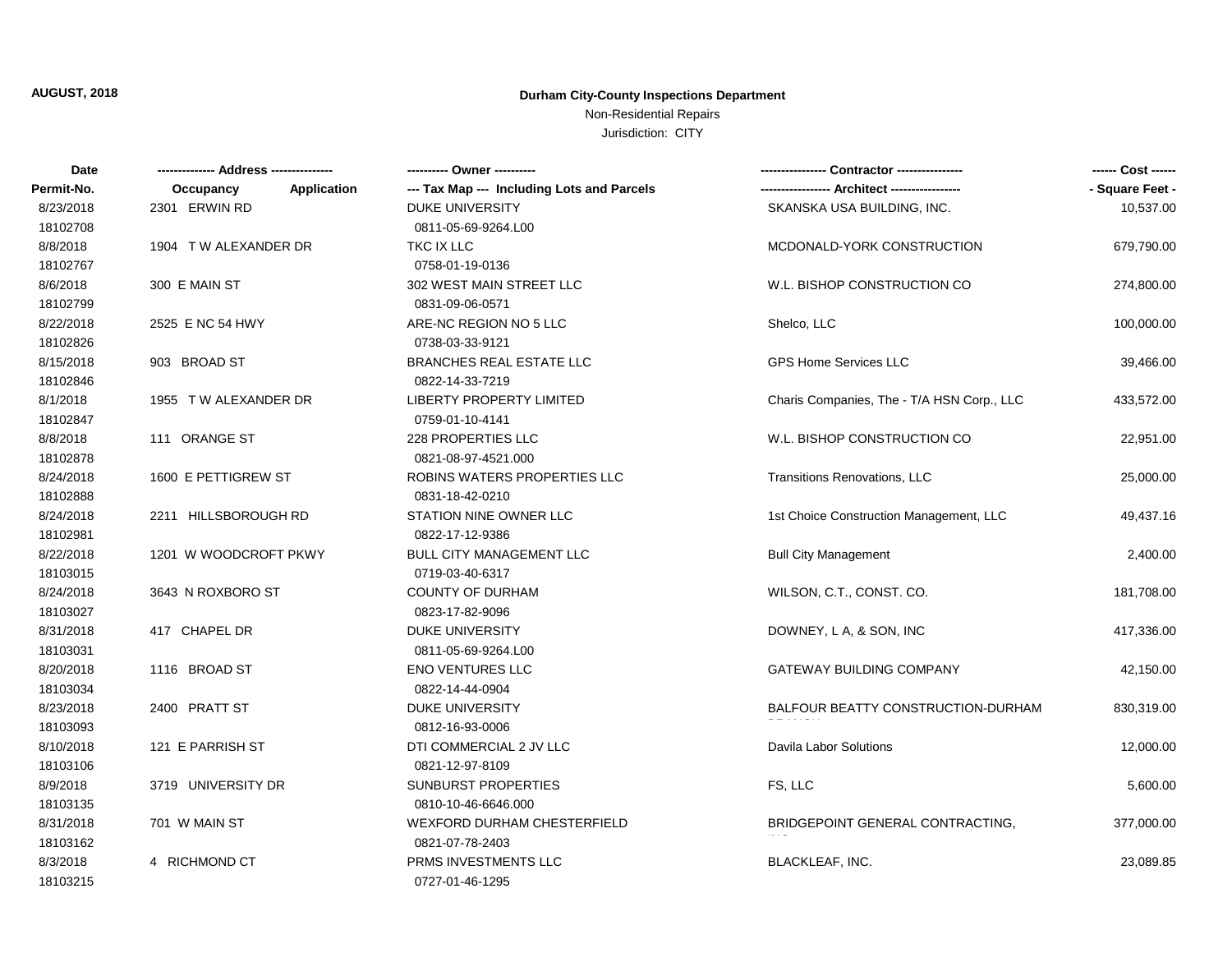AUGUST, 2018

**Durham City-County Inspections Department**

Non-Residential Repairs

Jurisdiction: CITY

| Date<br>Permit-No. | -------------- Address ---------------<br>Occupancy Application | ---------- Owner ----------<br>--- Tax Map --- Including Lots and Parcels | ---------------- Contractor ----------------<br>---------------- Architect ----------------- | ------ Cost ------<br>- Square Feet - |
|---|---|---|---|---|
| 8/23/2018<br>18102708 | 2301 ERWIN RD | DUKE UNIVERSITY<br>0811-05-69-9264.L00 | SKANSKA USA BUILDING, INC. | 10,537.00 |
| 8/8/2018<br>18102767 | 1904 T W ALEXANDER DR | TKC IX LLC<br>0758-01-19-0136 | MCDONALD-YORK CONSTRUCTION | 679,790.00 |
| 8/6/2018<br>18102799 | 300 E MAIN ST | 302 WEST MAIN STREET LLC<br>0831-09-06-0571 | W.L. BISHOP CONSTRUCTION CO | 274,800.00 |
| 8/22/2018<br>18102826 | 2525 E NC 54 HWY | ARE-NC REGION NO 5 LLC<br>0738-03-33-9121 | Shelco, LLC | 100,000.00 |
| 8/15/2018<br>18102846 | 903 BROAD ST | BRANCHES REAL ESTATE LLC<br>0822-14-33-7219 | GPS Home Services LLC | 39,466.00 |
| 8/1/2018<br>18102847 | 1955 T W ALEXANDER DR | LIBERTY PROPERTY LIMITED<br>0759-01-10-4141 | Charis Companies, The - T/A HSN Corp., LLC | 433,572.00 |
| 8/8/2018<br>18102878 | 111 ORANGE ST | 228 PROPERTIES LLC<br>0821-08-97-4521.000 | W.L. BISHOP CONSTRUCTION CO | 22,951.00 |
| 8/24/2018<br>18102888 | 1600 E PETTIGREW ST | ROBINS WATERS PROPERTIES LLC<br>0831-18-42-0210 | Transitions Renovations, LLC | 25,000.00 |
| 8/24/2018<br>18102981 | 2211 HILLSBOROUGH RD | STATION NINE OWNER LLC<br>0822-17-12-9386 | 1st Choice Construction Management, LLC | 49,437.16 |
| 8/22/2018<br>18103015 | 1201 W WOODCROFT PKWY | BULL CITY MANAGEMENT LLC<br>0719-03-40-6317 | Bull City Management | 2,400.00 |
| 8/24/2018<br>18103027 | 3643 N ROXBORO ST | COUNTY OF DURHAM<br>0823-17-82-9096 | WILSON, C.T., CONST. CO. | 181,708.00 |
| 8/31/2018<br>18103031 | 417 CHAPEL DR | DUKE UNIVERSITY<br>0811-05-69-9264.L00 | DOWNEY, L A, & SON, INC | 417,336.00 |
| 8/20/2018<br>18103034 | 1116 BROAD ST | ENO VENTURES LLC<br>0822-14-44-0904 | GATEWAY BUILDING COMPANY | 42,150.00 |
| 8/23/2018<br>18103093 | 2400 PRATT ST | DUKE UNIVERSITY<br>0812-16-93-0006 | BALFOUR BEATTY CONSTRUCTION-DURHAM BRANCH | 830,319.00 |
| 8/10/2018<br>18103106 | 121 E PARRISH ST | DTI COMMERCIAL 2 JV LLC<br>0821-12-97-8109 | Davila Labor Solutions | 12,000.00 |
| 8/9/2018<br>18103135 | 3719 UNIVERSITY DR | SUNBURST PROPERTIES<br>0810-10-46-6646.000 | FS, LLC | 5,600.00 |
| 8/31/2018<br>18103162 | 701 W MAIN ST | WEXFORD DURHAM CHESTERFIELD<br>0821-07-78-2403 | BRIDGEPOINT GENERAL CONTRACTING, INC | 377,000.00 |
| 8/3/2018<br>18103215 | 4 RICHMOND CT | PRMS INVESTMENTS LLC<br>0727-01-46-1295 | BLACKLEAF, INC. | 23,089.85 |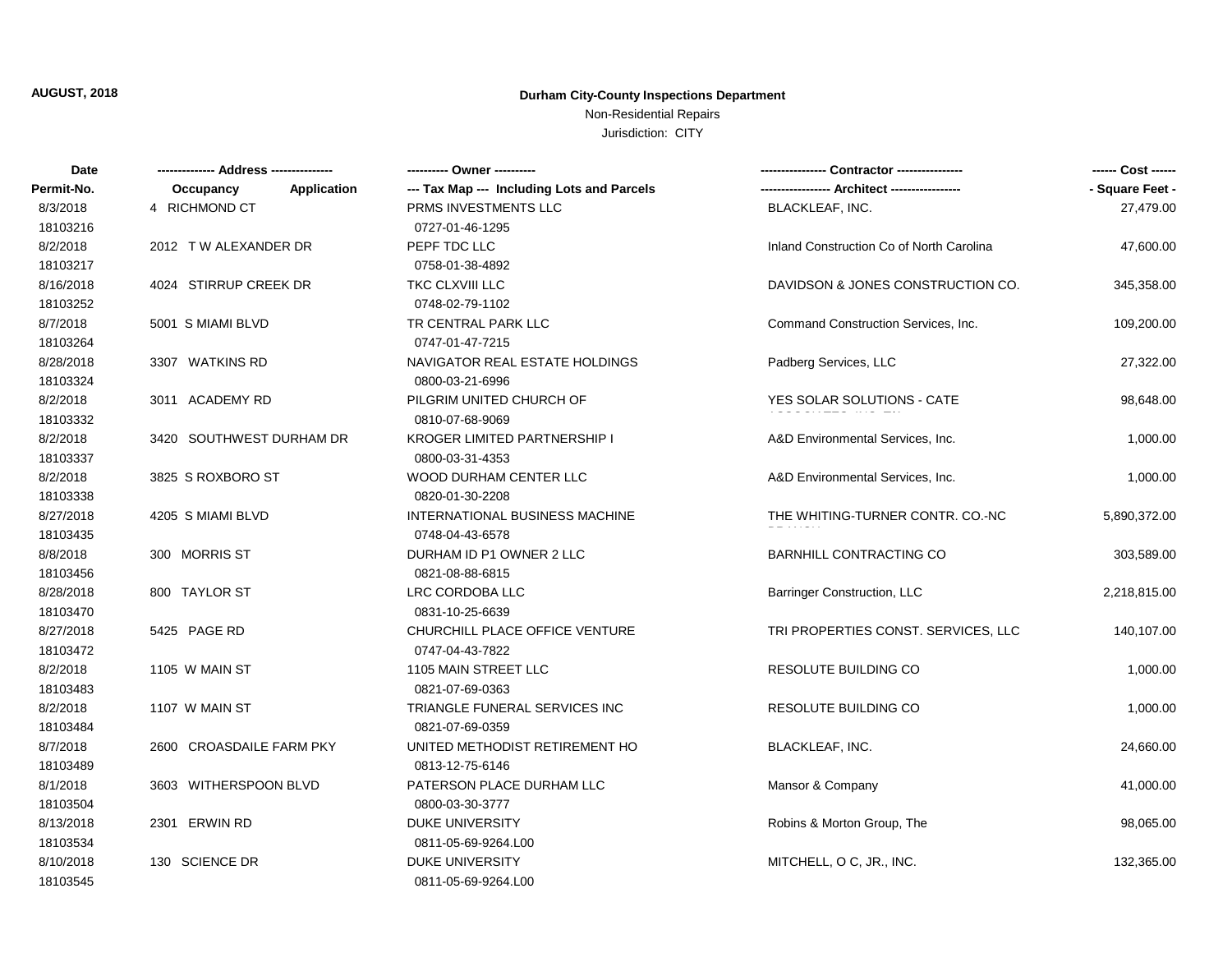**AUGUST, 2018**

**Durham City-County Inspections Department**

Non-Residential Repairs

Jurisdiction: CITY

| Date<br>Permit-No. | -------------- Address --------------<br>Occupancy Application | ---------- Owner ----------<br>--- Tax Map --- Including Lots and Parcels | ---------------- Contractor ----------------<br>---------------- Architect ---------------- | ------ Cost ------<br>- Square Feet - |
|---|---|---|---|---|
| 8/3/2018<br>18103216 | 4 RICHMOND CT | PRMS INVESTMENTS LLC<br>0727-01-46-1295 | BLACKLEAF, INC. | 27,479.00 |
| 8/2/2018<br>18103217 | 2012 T W ALEXANDER DR | PEPF TDC LLC<br>0758-01-38-4892 | Inland Construction Co of North Carolina | 47,600.00 |
| 8/16/2018<br>18103252 | 4024 STIRRUP CREEK DR | TKC CLXVIII LLC<br>0748-02-79-1102 | DAVIDSON & JONES CONSTRUCTION CO. | 345,358.00 |
| 8/7/2018<br>18103264 | 5001 S MIAMI BLVD | TR CENTRAL PARK LLC<br>0747-01-47-7215 | Command Construction Services, Inc. | 109,200.00 |
| 8/28/2018<br>18103324 | 3307 WATKINS RD | NAVIGATOR REAL ESTATE HOLDINGS<br>0800-03-21-6996 | Padberg Services, LLC | 27,322.00 |
| 8/2/2018<br>18103332 | 3011 ACADEMY RD | PILGRIM UNITED CHURCH OF<br>0810-07-68-9069 | YES SOLAR SOLUTIONS - CATE | 98,648.00 |
| 8/2/2018<br>18103337 | 3420 SOUTHWEST DURHAM DR | KROGER LIMITED PARTNERSHIP I<br>0800-03-31-4353 | A&D Environmental Services, Inc. | 1,000.00 |
| 8/2/2018<br>18103338 | 3825 S ROXBORO ST | WOOD DURHAM CENTER LLC<br>0820-01-30-2208 | A&D Environmental Services, Inc. | 1,000.00 |
| 8/27/2018<br>18103435 | 4205 S MIAMI BLVD | INTERNATIONAL BUSINESS MACHINE<br>0748-04-43-6578 | THE WHITING-TURNER CONTR. CO.-NC | 5,890,372.00 |
| 8/8/2018<br>18103456 | 300 MORRIS ST | DURHAM ID P1 OWNER 2 LLC<br>0821-08-88-6815 | BARNHILL CONTRACTING CO | 303,589.00 |
| 8/28/2018<br>18103470 | 800 TAYLOR ST | LRC CORDOBA LLC<br>0831-10-25-6639 | Barringer Construction, LLC | 2,218,815.00 |
| 8/27/2018<br>18103472 | 5425 PAGE RD | CHURCHILL PLACE OFFICE VENTURE<br>0747-04-43-7822 | TRI PROPERTIES CONST. SERVICES, LLC | 140,107.00 |
| 8/2/2018<br>18103483 | 1105 W MAIN ST | 1105 MAIN STREET LLC<br>0821-07-69-0363 | RESOLUTE BUILDING CO | 1,000.00 |
| 8/2/2018<br>18103484 | 1107 W MAIN ST | TRIANGLE FUNERAL SERVICES INC<br>0821-07-69-0359 | RESOLUTE BUILDING CO | 1,000.00 |
| 8/7/2018<br>18103489 | 2600 CROASDAILE FARM PKY | UNITED METHODIST RETIREMENT HO<br>0813-12-75-6146 | BLACKLEAF, INC. | 24,660.00 |
| 8/1/2018<br>18103504 | 3603 WITHERSPOON BLVD | PATERSON PLACE DURHAM LLC<br>0800-03-30-3777 | Mansor & Company | 41,000.00 |
| 8/13/2018<br>18103534 | 2301 ERWIN RD | DUKE UNIVERSITY<br>0811-05-69-9264.L00 | Robins & Morton Group, The | 98,065.00 |
| 8/10/2018<br>18103545 | 130 SCIENCE DR | DUKE UNIVERSITY<br>0811-05-69-9264.L00 | MITCHELL, O C, JR., INC. | 132,365.00 |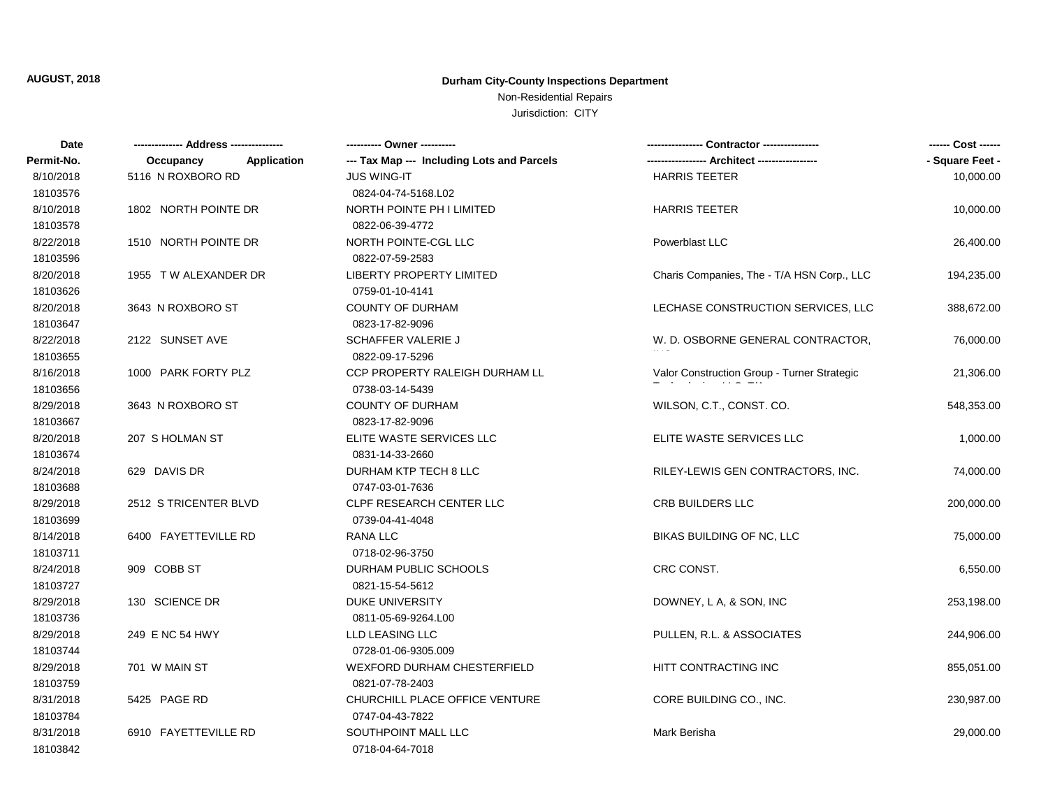**AUGUST, 2018**

## Durham City-County Inspections Department

Non-Residential Repairs

Jurisdiction: CITY

| Date / Permit-No. | Address (Occupancy / Application) | Owner / Tax Map --- Including Lots and Parcels | Contractor / Architect | Cost / Square Feet |
|---|---|---|---|---|
| 8/10/2018 18103576 | 5116 N ROXBORO RD | JUS WING-IT 0824-04-74-5168.L02 | HARRIS TEETER | 10,000.00 |
| 8/10/2018 18103578 | 1802 NORTH POINTE DR | NORTH POINTE PH I LIMITED 0822-06-39-4772 | HARRIS TEETER | 10,000.00 |
| 8/22/2018 18103596 | 1510 NORTH POINTE DR | NORTH POINTE-CGL LLC 0822-07-59-2583 | Powerblast LLC | 26,400.00 |
| 8/20/2018 18103626 | 1955 T W ALEXANDER DR | LIBERTY PROPERTY LIMITED 0759-01-10-4141 | Charis Companies, The - T/A HSN Corp., LLC | 194,235.00 |
| 8/20/2018 18103647 | 3643 N ROXBORO ST | COUNTY OF DURHAM 0823-17-82-9096 | LECHASE CONSTRUCTION SERVICES, LLC | 388,672.00 |
| 8/22/2018 18103655 | 2122 SUNSET AVE | SCHAFFER VALERIE J 0822-09-17-5296 | W. D. OSBORNE GENERAL CONTRACTOR, INC | 76,000.00 |
| 8/16/2018 18103656 | 1000 PARK FORTY PLZ | CCP PROPERTY RALEIGH DURHAM LL 0738-03-14-5439 | Valor Construction Group - Turner Strategic Technologies, LLC, T/A | 21,306.00 |
| 8/29/2018 18103667 | 3643 N ROXBORO ST | COUNTY OF DURHAM 0823-17-82-9096 | WILSON, C.T., CONST. CO. | 548,353.00 |
| 8/20/2018 18103674 | 207 S HOLMAN ST | ELITE WASTE SERVICES LLC 0831-14-33-2660 | ELITE WASTE SERVICES LLC | 1,000.00 |
| 8/24/2018 18103688 | 629 DAVIS DR | DURHAM KTP TECH 8 LLC 0747-03-01-7636 | RILEY-LEWIS GEN CONTRACTORS, INC. | 74,000.00 |
| 8/29/2018 18103699 | 2512 S TRICENTER BLVD | CLPF RESEARCH CENTER LLC 0739-04-41-4048 | CRB BUILDERS LLC | 200,000.00 |
| 8/14/2018 18103711 | 6400 FAYETTEVILLE RD | RANA LLC 0718-02-96-3750 | BIKAS BUILDING OF NC, LLC | 75,000.00 |
| 8/24/2018 18103727 | 909 COBB ST | DURHAM PUBLIC SCHOOLS 0821-15-54-5612 | CRC CONST. | 6,550.00 |
| 8/29/2018 18103736 | 130 SCIENCE DR | DUKE UNIVERSITY 0811-05-69-9264.L00 | DOWNEY, L A, & SON, INC | 253,198.00 |
| 8/29/2018 18103744 | 249 E NC 54 HWY | LLD LEASING LLC 0728-01-06-9305.009 | PULLEN, R.L. & ASSOCIATES | 244,906.00 |
| 8/29/2018 18103759 | 701 W MAIN ST | WEXFORD DURHAM CHESTERFIELD 0821-07-78-2403 | HITT CONTRACTING INC | 855,051.00 |
| 8/31/2018 18103784 | 5425 PAGE RD | CHURCHILL PLACE OFFICE VENTURE 0747-04-43-7822 | CORE BUILDING CO., INC. | 230,987.00 |
| 8/31/2018 18103842 | 6910 FAYETTEVILLE RD | SOUTHPOINT MALL LLC 0718-04-64-7018 | Mark Berisha | 29,000.00 |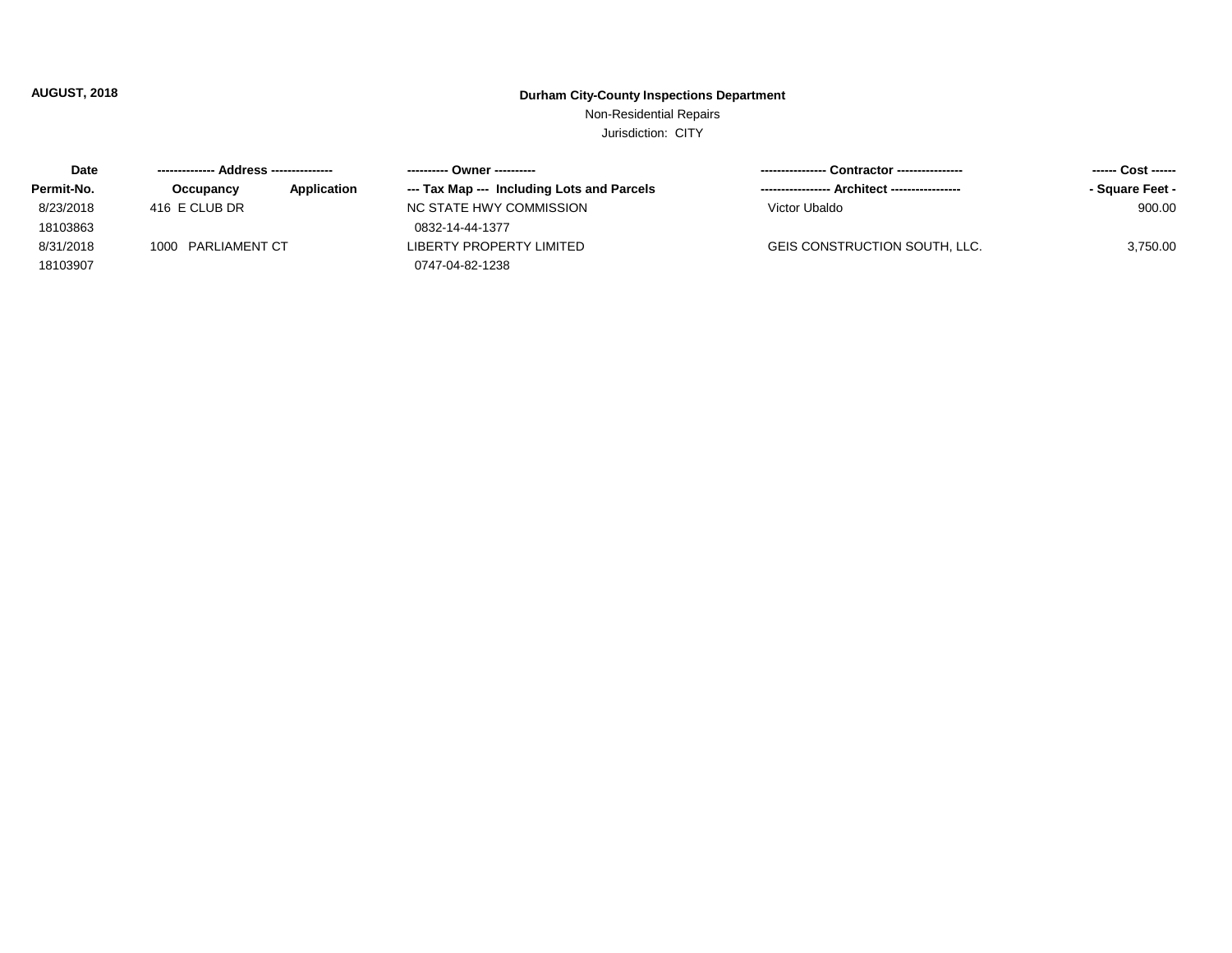AUGUST, 2018

**Durham City-County Inspections Department**

Non-Residential Repairs

Jurisdiction: CITY

| Date<br>Permit-No. | -------------- Address ---------------<br>Occupancy | <br>Application | ---------- Owner ----------<br>--- Tax Map --- Including Lots and Parcels | ---------------- Contractor ----------------<br>----------------- Architect ----------------- | ------ Cost ------<br>- Square Feet - |
|---|---|---|---|---|---|
| 8/23/2018<br>18103863 | 416 E CLUB DR | | NC STATE HWY COMMISSION<br>0832-14-44-1377 | Victor Ubaldo | 900.00 |
| 8/31/2018<br>18103907 | 1000 PARLIAMENT CT | | LIBERTY PROPERTY LIMITED<br>0747-04-82-1238 | GEIS CONSTRUCTION SOUTH, LLC. | 3,750.00 |